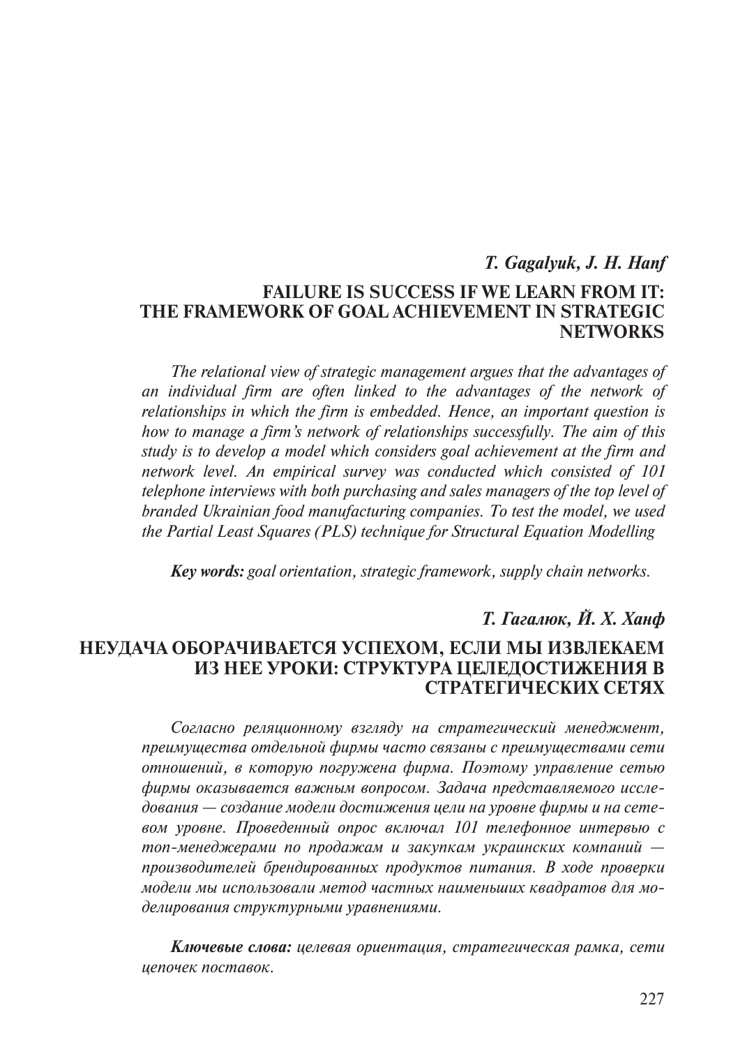*T. Gagalyuk, J. H. Hanf*

# FAILURE IS SUCCESS IF WE LEARN FROM IT: THE FRAMEWORK OF GOAL ACHIEVEMENT IN STRATEGIC NETWORKS

*The relational view of strategic management argues that the advantages of an individual firm are often linked to the advantages of the network of relationships in which the firm is embedded. Hence, an important question is how to manage a firm's network of relationships successfully. The aim of this study is to develop a model which considers goal achievement at the firm and network level. An empirical survey was conducted which consisted of 101 telephone interviews with both purchasing and sales managers of the top level of branded Ukrainian food manufacturing companies. To test the model, we used the Partial Least Squares (PLS) technique for Structural Equation Modelling*

***Key words:*** *goal orientation, strategic framework, supply chain networks.*

*Т. Гагалюк, Й. Х. Ханф*

# НЕУДАЧА ОБОРАЧИВАЕТСЯ УСПЕХОМ, ЕСЛИ МЫ ИЗВЛЕКАЕМ ИЗ НЕЕ УРОКИ: СТРУКТУРА ЦЕЛЕДОСТИЖЕНИЯ В СТРАТЕГИЧЕСКИХ СЕТЯХ

*Согласно реляционному взгляду на стратегический менеджмент, преимущества отдельной фирмы часто связаны с преимуществами сети отношений, в которую погружена фирма. Поэтому управление сетью фирмы оказывается важным вопросом. Задача представляемого исследования — создание модели достижения цели на уровне фирмы и на сетевом уровне. Проведенный опрос включал 101 телефонное интервью с топ-менеджерами по продажам и закупкам украинских компаний — производителей брендированных продуктов питания. В ходе проверки модели мы использовали метод частных наименьших квадратов для моделирования структурными уравнениями.*

***Ключевые слова:*** *целевая ориентация, стратегическая рамка, сети цепочек поставок.*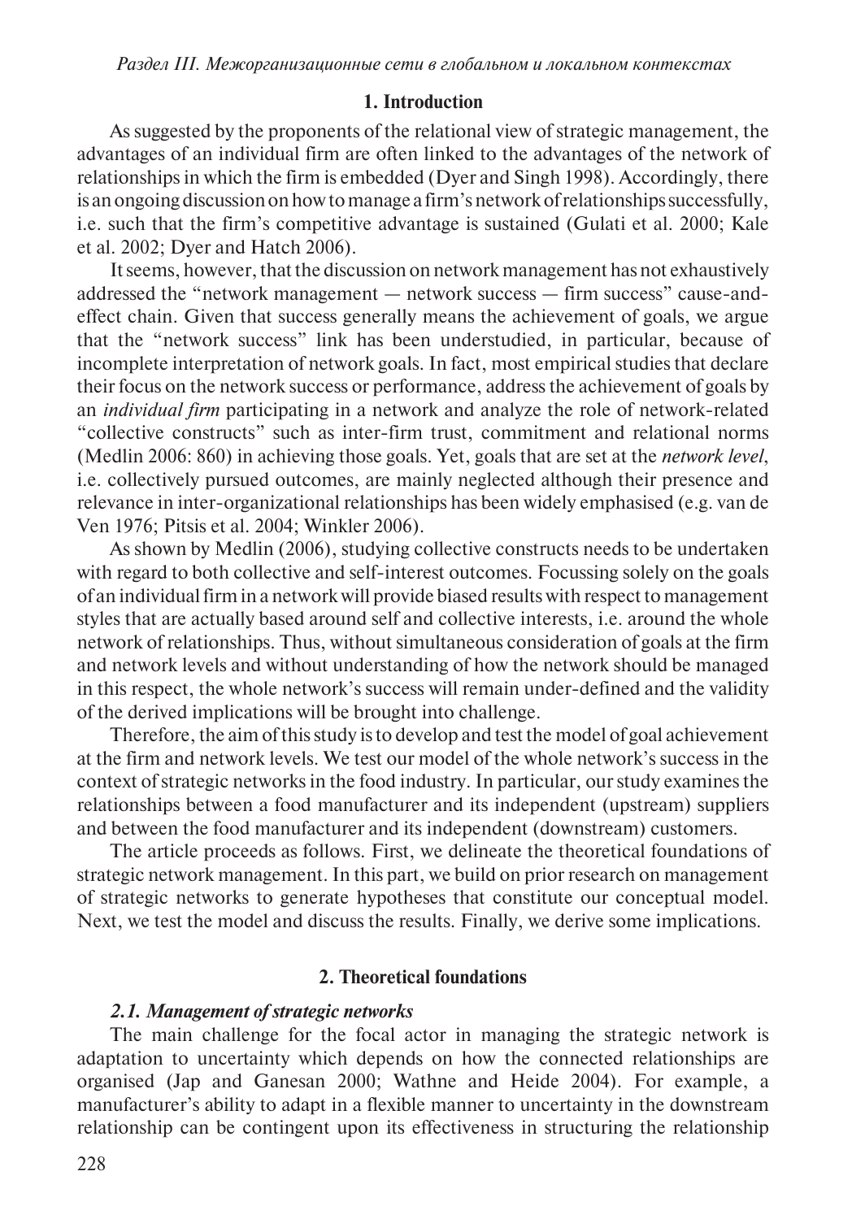## 1. Introduction

As suggested by the proponents of the relational view of strategic management, the advantages of an individual firm are often linked to the advantages of the network of relationships in which the firm is embedded (Dyer and Singh 1998). Accordingly, there is an ongoing discussion on how to manage a firm's network of relationships successfully, i.e. such that the firm's competitive advantage is sustained (Gulati et al. 2000; Kale et al. 2002; Dyer and Hatch 2006).

It seems, however, that the discussion on network management has not exhaustively addressed the "network management — network success — firm success" cause-and-effect chain. Given that success generally means the achievement of goals, we argue that the "network success" link has been understudied, in particular, because of incomplete interpretation of network goals. In fact, most empirical studies that declare their focus on the network success or performance, address the achievement of goals by an *individual firm* participating in a network and analyze the role of network-related "collective constructs" such as inter-firm trust, commitment and relational norms (Medlin 2006: 860) in achieving those goals. Yet, goals that are set at the *network level*, i.e. collectively pursued outcomes, are mainly neglected although their presence and relevance in inter-organizational relationships has been widely emphasised (e.g. van de Ven 1976; Pitsis et al. 2004; Winkler 2006).

As shown by Medlin (2006), studying collective constructs needs to be undertaken with regard to both collective and self-interest outcomes. Focussing solely on the goals of an individual firm in a network will provide biased results with respect to management styles that are actually based around self and collective interests, i.e. around the whole network of relationships. Thus, without simultaneous consideration of goals at the firm and network levels and without understanding of how the network should be managed in this respect, the whole network's success will remain under-defined and the validity of the derived implications will be brought into challenge.

Therefore, the aim of this study is to develop and test the model of goal achievement at the firm and network levels. We test our model of the whole network's success in the context of strategic networks in the food industry. In particular, our study examines the relationships between a food manufacturer and its independent (upstream) suppliers and between the food manufacturer and its independent (downstream) customers.

The article proceeds as follows. First, we delineate the theoretical foundations of strategic network management. In this part, we build on prior research on management of strategic networks to generate hypotheses that constitute our conceptual model. Next, we test the model and discuss the results. Finally, we derive some implications.

## 2. Theoretical foundations

### *2.1. Management of strategic networks*

The main challenge for the focal actor in managing the strategic network is adaptation to uncertainty which depends on how the connected relationships are organised (Jap and Ganesan 2000; Wathne and Heide 2004). For example, a manufacturer's ability to adapt in a flexible manner to uncertainty in the downstream relationship can be contingent upon its effectiveness in structuring the relationship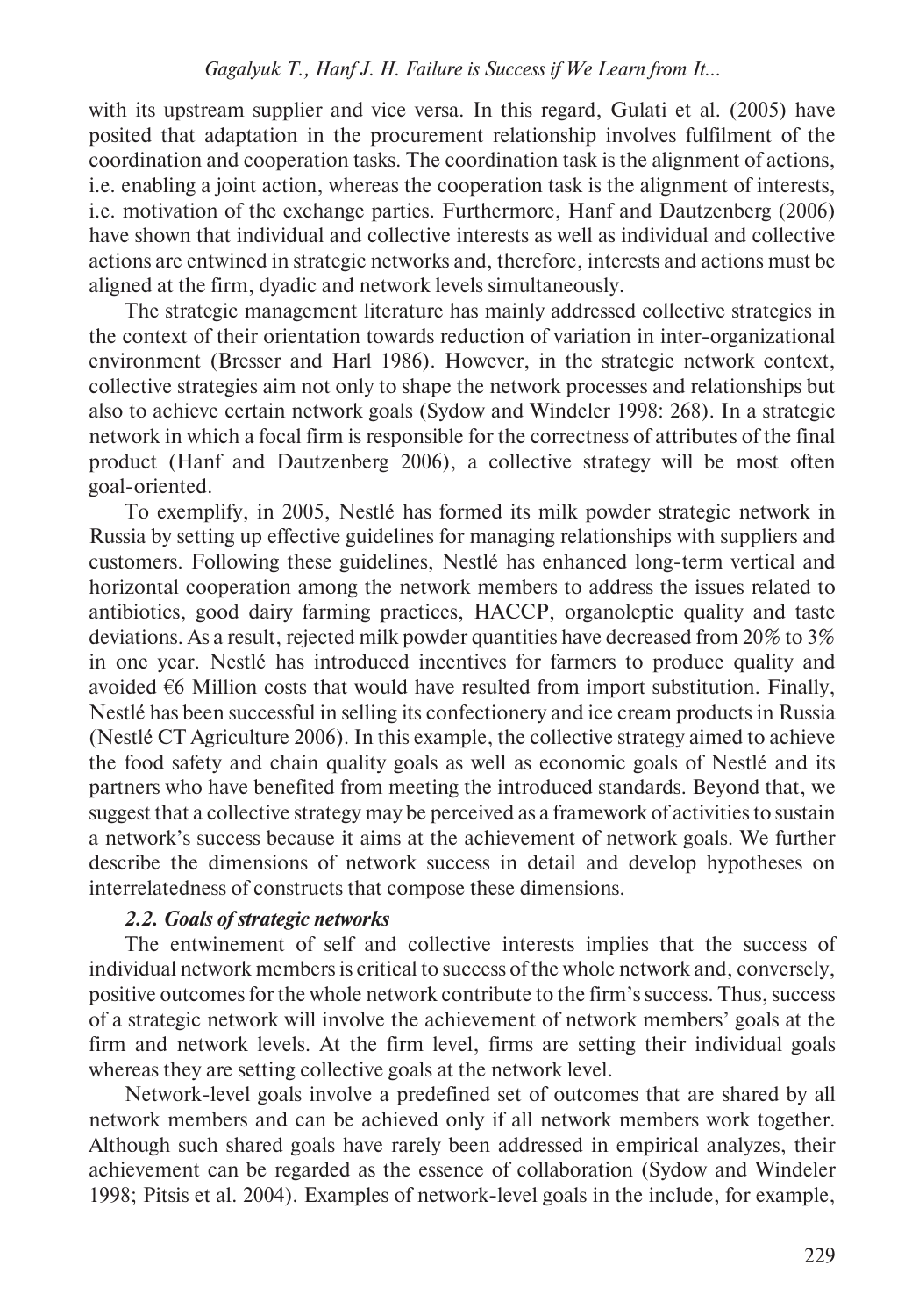with its upstream supplier and vice versa. In this regard, Gulati et al. (2005) have posited that adaptation in the procurement relationship involves fulfilment of the coordination and cooperation tasks. The coordination task is the alignment of actions, i.e. enabling a joint action, whereas the cooperation task is the alignment of interests, i.e. motivation of the exchange parties. Furthermore, Hanf and Dautzenberg (2006) have shown that individual and collective interests as well as individual and collective actions are entwined in strategic networks and, therefore, interests and actions must be aligned at the firm, dyadic and network levels simultaneously.

The strategic management literature has mainly addressed collective strategies in the context of their orientation towards reduction of variation in inter-organizational environment (Bresser and Harl 1986). However, in the strategic network context, collective strategies aim not only to shape the network processes and relationships but also to achieve certain network goals (Sydow and Windeler 1998: 268). In a strategic network in which a focal firm is responsible for the correctness of attributes of the final product (Hanf and Dautzenberg 2006), a collective strategy will be most often goal-oriented.

To exemplify, in 2005, Nestlé has formed its milk powder strategic network in Russia by setting up effective guidelines for managing relationships with suppliers and customers. Following these guidelines, Nestlé has enhanced long-term vertical and horizontal cooperation among the network members to address the issues related to antibiotics, good dairy farming practices, HACCP, organoleptic quality and taste deviations. As a result, rejected milk powder quantities have decreased from 20% to 3% in one year. Nestlé has introduced incentives for farmers to produce quality and avoided €6 Million costs that would have resulted from import substitution. Finally, Nestlé has been successful in selling its confectionery and ice cream products in Russia (Nestlé CT Agriculture 2006). In this example, the collective strategy aimed to achieve the food safety and chain quality goals as well as economic goals of Nestlé and its partners who have benefited from meeting the introduced standards. Beyond that, we suggest that a collective strategy may be perceived as a framework of activities to sustain a network's success because it aims at the achievement of network goals. We further describe the dimensions of network success in detail and develop hypotheses on interrelatedness of constructs that compose these dimensions.

### *2.2. Goals of strategic networks*

The entwinement of self and collective interests implies that the success of individual network members is critical to success of the whole network and, conversely, positive outcomes for the whole network contribute to the firm's success. Thus, success of a strategic network will involve the achievement of network members' goals at the firm and network levels. At the firm level, firms are setting their individual goals whereas they are setting collective goals at the network level.

Network-level goals involve a predefined set of outcomes that are shared by all network members and can be achieved only if all network members work together. Although such shared goals have rarely been addressed in empirical analyzes, their achievement can be regarded as the essence of collaboration (Sydow and Windeler 1998; Pitsis et al. 2004). Examples of network-level goals in the include, for example,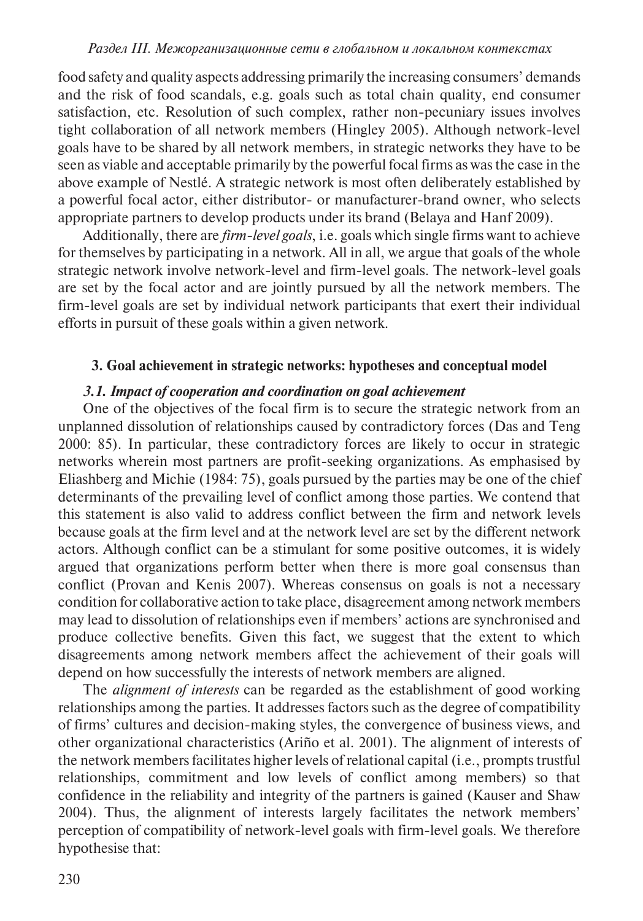food safety and quality aspects addressing primarily the increasing consumers' demands and the risk of food scandals, e.g. goals such as total chain quality, end consumer satisfaction, etc. Resolution of such complex, rather non-pecuniary issues involves tight collaboration of all network members (Hingley 2005). Although network-level goals have to be shared by all network members, in strategic networks they have to be seen as viable and acceptable primarily by the powerful focal firms as was the case in the above example of Nestlé. A strategic network is most often deliberately established by a powerful focal actor, either distributor- or manufacturer-brand owner, who selects appropriate partners to develop products under its brand (Belaya and Hanf 2009).

Additionally, there are *firm-level goals*, i.e. goals which single firms want to achieve for themselves by participating in a network. All in all, we argue that goals of the whole strategic network involve network-level and firm-level goals. The network-level goals are set by the focal actor and are jointly pursued by all the network members. The firm-level goals are set by individual network participants that exert their individual efforts in pursuit of these goals within a given network.

## 3. Goal achievement in strategic networks: hypotheses and conceptual model

### *3.1. Impact of cooperation and coordination on goal achievement*

One of the objectives of the focal firm is to secure the strategic network from an unplanned dissolution of relationships caused by contradictory forces (Das and Teng 2000: 85). In particular, these contradictory forces are likely to occur in strategic networks wherein most partners are profit-seeking organizations. As emphasised by Eliashberg and Michie (1984: 75), goals pursued by the parties may be one of the chief determinants of the prevailing level of conflict among those parties. We contend that this statement is also valid to address conflict between the firm and network levels because goals at the firm level and at the network level are set by the different network actors. Although conflict can be a stimulant for some positive outcomes, it is widely argued that organizations perform better when there is more goal consensus than conflict (Provan and Kenis 2007). Whereas consensus on goals is not a necessary condition for collaborative action to take place, disagreement among network members may lead to dissolution of relationships even if members' actions are synchronised and produce collective benefits. Given this fact, we suggest that the extent to which disagreements among network members affect the achievement of their goals will depend on how successfully the interests of network members are aligned.

The *alignment of interests* can be regarded as the establishment of good working relationships among the parties. It addresses factors such as the degree of compatibility of firms' cultures and decision-making styles, the convergence of business views, and other organizational characteristics (Ariño et al. 2001). The alignment of interests of the network members facilitates higher levels of relational capital (i.e., prompts trustful relationships, commitment and low levels of conflict among members) so that confidence in the reliability and integrity of the partners is gained (Kauser and Shaw 2004). Thus, the alignment of interests largely facilitates the network members' perception of compatibility of network-level goals with firm-level goals. We therefore hypothesise that: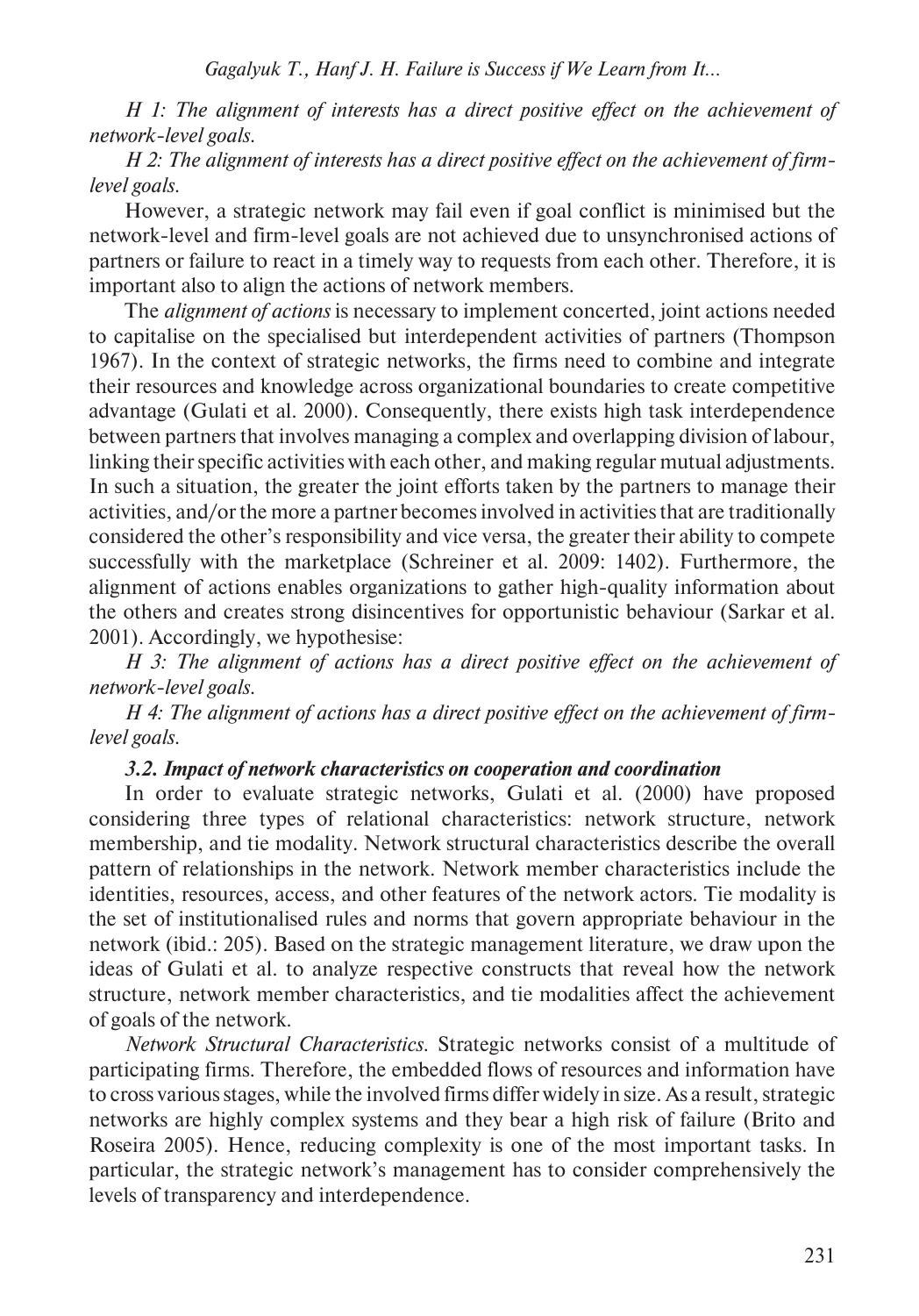*H 1: The alignment of interests has a direct positive effect on the achievement of network-level goals.*

*H 2: The alignment of interests has a direct positive effect on the achievement of firm-level goals.*

However, a strategic network may fail even if goal conflict is minimised but the network-level and firm-level goals are not achieved due to unsynchronised actions of partners or failure to react in a timely way to requests from each other. Therefore, it is important also to align the actions of network members.

The *alignment of actions* is necessary to implement concerted, joint actions needed to capitalise on the specialised but interdependent activities of partners (Thompson 1967). In the context of strategic networks, the firms need to combine and integrate their resources and knowledge across organizational boundaries to create competitive advantage (Gulati et al. 2000). Consequently, there exists high task interdependence between partners that involves managing a complex and overlapping division of labour, linking their specific activities with each other, and making regular mutual adjustments. In such a situation, the greater the joint efforts taken by the partners to manage their activities, and/or the more a partner becomes involved in activities that are traditionally considered the other's responsibility and vice versa, the greater their ability to compete successfully with the marketplace (Schreiner et al. 2009: 1402). Furthermore, the alignment of actions enables organizations to gather high-quality information about the others and creates strong disincentives for opportunistic behaviour (Sarkar et al. 2001). Accordingly, we hypothesise:

*H 3: The alignment of actions has a direct positive effect on the achievement of network-level goals.*

*H 4: The alignment of actions has a direct positive effect on the achievement of firm-level goals.*

### *3.2. Impact of network characteristics on cooperation and coordination*

In order to evaluate strategic networks, Gulati et al. (2000) have proposed considering three types of relational characteristics: network structure, network membership, and tie modality. Network structural characteristics describe the overall pattern of relationships in the network. Network member characteristics include the identities, resources, access, and other features of the network actors. Tie modality is the set of institutionalised rules and norms that govern appropriate behaviour in the network (ibid.: 205). Based on the strategic management literature, we draw upon the ideas of Gulati et al. to analyze respective constructs that reveal how the network structure, network member characteristics, and tie modalities affect the achievement of goals of the network.

*Network Structural Characteristics.* Strategic networks consist of a multitude of participating firms. Therefore, the embedded flows of resources and information have to cross various stages, while the involved firms differ widely in size. As a result, strategic networks are highly complex systems and they bear a high risk of failure (Brito and Roseira 2005). Hence, reducing complexity is one of the most important tasks. In particular, the strategic network's management has to consider comprehensively the levels of transparency and interdependence.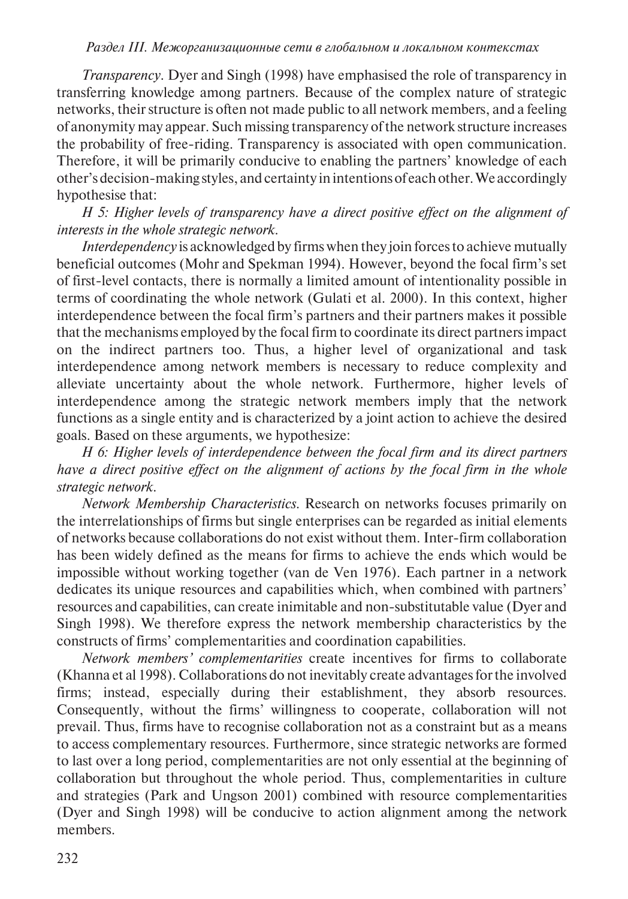*Transparency*. Dyer and Singh (1998) have emphasised the role of transparency in transferring knowledge among partners. Because of the complex nature of strategic networks, their structure is often not made public to all network members, and a feeling of anonymity may appear. Such missing transparency of the network structure increases the probability of free-riding. Transparency is associated with open communication. Therefore, it will be primarily conducive to enabling the partners' knowledge of each other's decision-making styles, and certainty in intentions of each other. We accordingly hypothesise that:

*H 5: Higher levels of transparency have a direct positive effect on the alignment of interests in the whole strategic network.*

*Interdependency* is acknowledged by firms when they join forces to achieve mutually beneficial outcomes (Mohr and Spekman 1994). However, beyond the focal firm's set of first-level contacts, there is normally a limited amount of intentionality possible in terms of coordinating the whole network (Gulati et al. 2000). In this context, higher interdependence between the focal firm's partners and their partners makes it possible that the mechanisms employed by the focal firm to coordinate its direct partners impact on the indirect partners too. Thus, a higher level of organizational and task interdependence among network members is necessary to reduce complexity and alleviate uncertainty about the whole network. Furthermore, higher levels of interdependence among the strategic network members imply that the network functions as a single entity and is characterized by a joint action to achieve the desired goals. Based on these arguments, we hypothesize:

*H 6: Higher levels of interdependence between the focal firm and its direct partners have a direct positive effect on the alignment of actions by the focal firm in the whole strategic network.*

*Network Membership Characteristics.* Research on networks focuses primarily on the interrelationships of firms but single enterprises can be regarded as initial elements of networks because collaborations do not exist without them. Inter-firm collaboration has been widely defined as the means for firms to achieve the ends which would be impossible without working together (van de Ven 1976). Each partner in a network dedicates its unique resources and capabilities which, when combined with partners' resources and capabilities, can create inimitable and non-substitutable value (Dyer and Singh 1998). We therefore express the network membership characteristics by the constructs of firms' complementarities and coordination capabilities.

*Network members' complementarities* create incentives for firms to collaborate (Khanna et al 1998). Collaborations do not inevitably create advantages for the involved firms; instead, especially during their establishment, they absorb resources. Consequently, without the firms' willingness to cooperate, collaboration will not prevail. Thus, firms have to recognise collaboration not as a constraint but as a means to access complementary resources. Furthermore, since strategic networks are formed to last over a long period, complementarities are not only essential at the beginning of collaboration but throughout the whole period. Thus, complementarities in culture and strategies (Park and Ungson 2001) combined with resource complementarities (Dyer and Singh 1998) will be conducive to action alignment among the network members.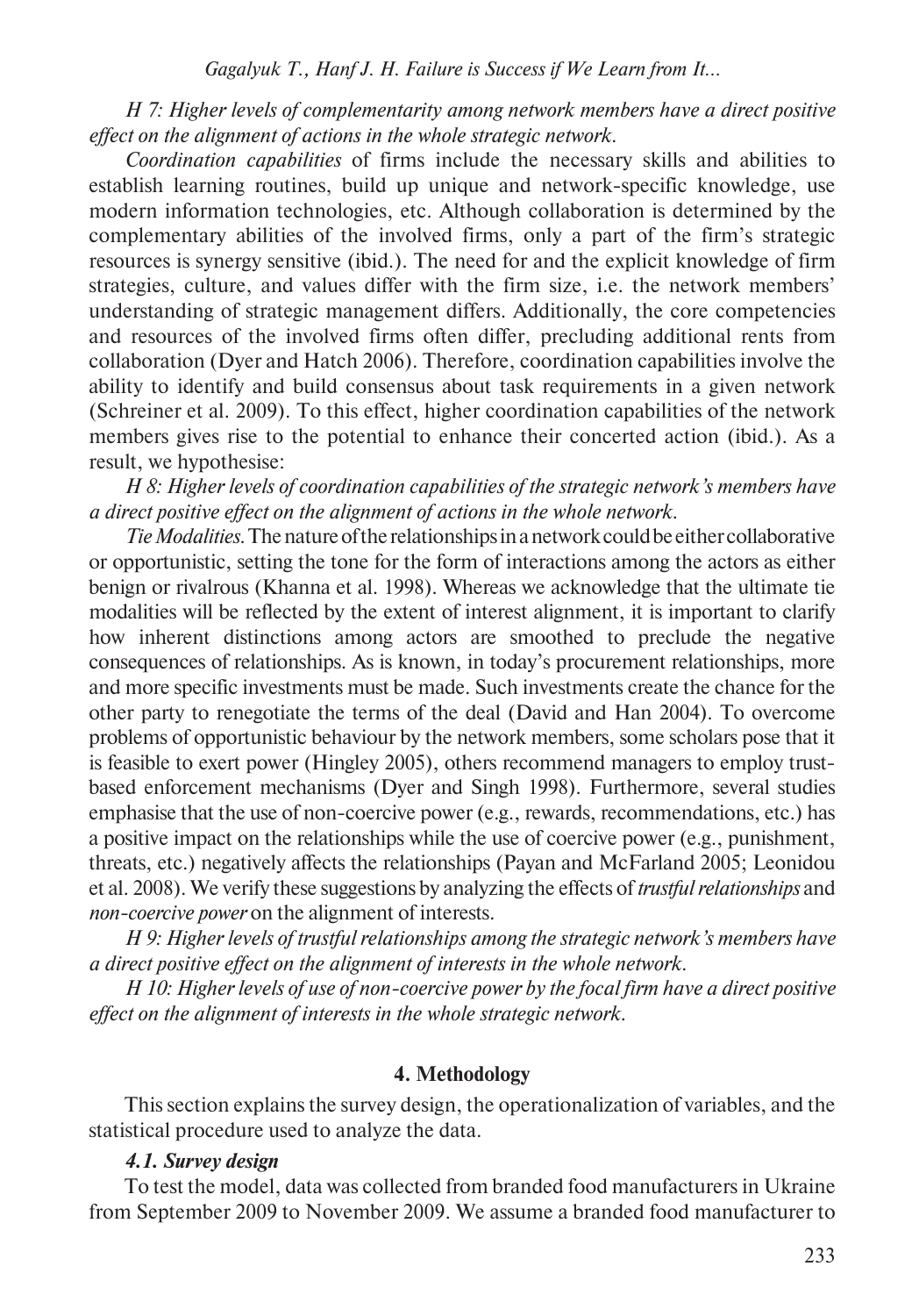*H 7: Higher levels of complementarity among network members have a direct positive effect on the alignment of actions in the whole strategic network.*

*Coordination capabilities* of firms include the necessary skills and abilities to establish learning routines, build up unique and network-specific knowledge, use modern information technologies, etc. Although collaboration is determined by the complementary abilities of the involved firms, only a part of the firm's strategic resources is synergy sensitive (ibid.). The need for and the explicit knowledge of firm strategies, culture, and values differ with the firm size, i.e. the network members' understanding of strategic management differs. Additionally, the core competencies and resources of the involved firms often differ, precluding additional rents from collaboration (Dyer and Hatch 2006). Therefore, coordination capabilities involve the ability to identify and build consensus about task requirements in a given network (Schreiner et al. 2009). To this effect, higher coordination capabilities of the network members gives rise to the potential to enhance their concerted action (ibid.). As a result, we hypothesise:

*H 8: Higher levels of coordination capabilities of the strategic network's members have a direct positive effect on the alignment of actions in the whole network.*

*Tie Modalities.* The nature of the relationships in a network could be either collaborative or opportunistic, setting the tone for the form of interactions among the actors as either benign or rivalrous (Khanna et al. 1998). Whereas we acknowledge that the ultimate tie modalities will be reflected by the extent of interest alignment, it is important to clarify how inherent distinctions among actors are smoothed to preclude the negative consequences of relationships. As is known, in today's procurement relationships, more and more specific investments must be made. Such investments create the chance for the other party to renegotiate the terms of the deal (David and Han 2004). To overcome problems of opportunistic behaviour by the network members, some scholars pose that it is feasible to exert power (Hingley 2005), others recommend managers to employ trust-based enforcement mechanisms (Dyer and Singh 1998). Furthermore, several studies emphasise that the use of non-coercive power (e.g., rewards, recommendations, etc.) has a positive impact on the relationships while the use of coercive power (e.g., punishment, threats, etc.) negatively affects the relationships (Payan and McFarland 2005; Leonidou et al. 2008). We verify these suggestions by analyzing the effects of *trustful relationships* and *non-coercive power* on the alignment of interests.

*H 9: Higher levels of trustful relationships among the strategic network's members have a direct positive effect on the alignment of interests in the whole network.*

*H 10: Higher levels of use of non-coercive power by the focal firm have a direct positive effect on the alignment of interests in the whole strategic network.*

## 4. Methodology

This section explains the survey design, the operationalization of variables, and the statistical procedure used to analyze the data.

### *4.1. Survey design*

To test the model, data was collected from branded food manufacturers in Ukraine from September 2009 to November 2009. We assume a branded food manufacturer to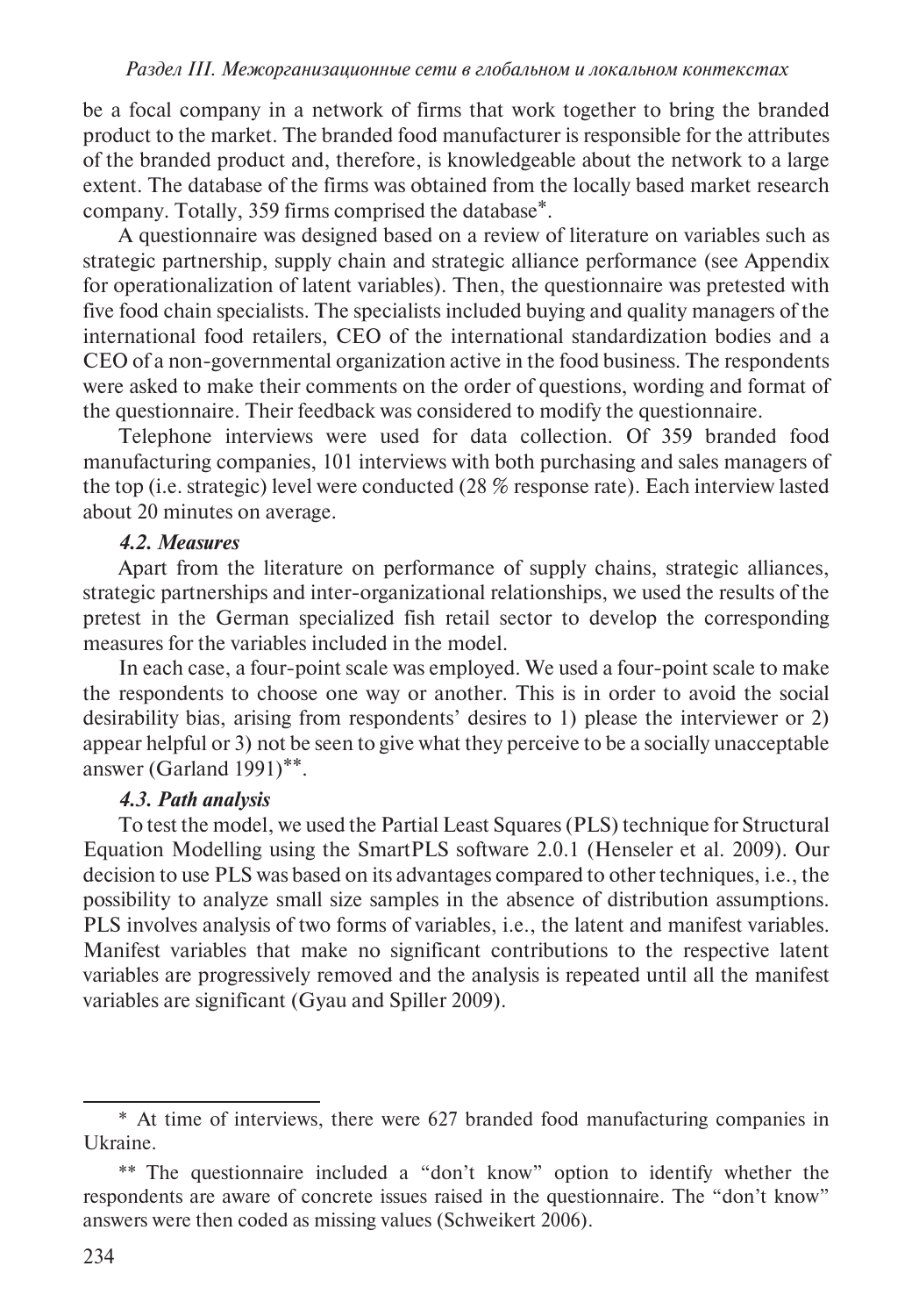be a focal company in a network of firms that work together to bring the branded product to the market. The branded food manufacturer is responsible for the attributes of the branded product and, therefore, is knowledgeable about the network to a large extent. The database of the firms was obtained from the locally based market research company. Totally, 359 firms comprised the database*.

A questionnaire was designed based on a review of literature on variables such as strategic partnership, supply chain and strategic alliance performance (see Appendix for operationalization of latent variables). Then, the questionnaire was pretested with five food chain specialists. The specialists included buying and quality managers of the international food retailers, CEO of the international standardization bodies and a CEO of a non-governmental organization active in the food business. The respondents were asked to make their comments on the order of questions, wording and format of the questionnaire. Their feedback was considered to modify the questionnaire.

Telephone interviews were used for data collection. Of 359 branded food manufacturing companies, 101 interviews with both purchasing and sales managers of the top (i.e. strategic) level were conducted (28 % response rate). Each interview lasted about 20 minutes on average.

### *4.2. Measures*

Apart from the literature on performance of supply chains, strategic alliances, strategic partnerships and inter-organizational relationships, we used the results of the pretest in the German specialized fish retail sector to develop the corresponding measures for the variables included in the model.

In each case, a four-point scale was employed. We used a four-point scale to make the respondents to choose one way or another. This is in order to avoid the social desirability bias, arising from respondents' desires to 1) please the interviewer or 2) appear helpful or 3) not be seen to give what they perceive to be a socially unacceptable answer (Garland 1991)**.

### *4.3. Path analysis*

To test the model, we used the Partial Least Squares (PLS) technique for Structural Equation Modelling using the SmartPLS software 2.0.1 (Henseler et al. 2009). Our decision to use PLS was based on its advantages compared to other techniques, i.e., the possibility to analyze small size samples in the absence of distribution assumptions. PLS involves analysis of two forms of variables, i.e., the latent and manifest variables. Manifest variables that make no significant contributions to the respective latent variables are progressively removed and the analysis is repeated until all the manifest variables are significant (Gyau and Spiller 2009).

---

* At time of interviews, there were 627 branded food manufacturing companies in Ukraine.

** The questionnaire included a "don't know" option to identify whether the respondents are aware of concrete issues raised in the questionnaire. The "don't know" answers were then coded as missing values (Schweikert 2006).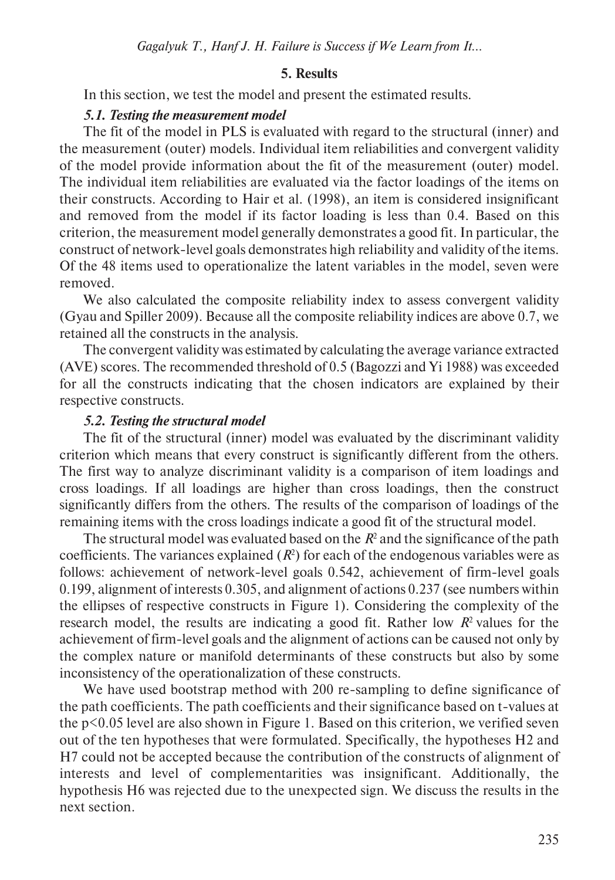## 5. Results

In this section, we test the model and present the estimated results.

### *5.1. Testing the measurement model*

The fit of the model in PLS is evaluated with regard to the structural (inner) and the measurement (outer) models. Individual item reliabilities and convergent validity of the model provide information about the fit of the measurement (outer) model. The individual item reliabilities are evaluated via the factor loadings of the items on their constructs. According to Hair et al. (1998), an item is considered insignificant and removed from the model if its factor loading is less than 0.4. Based on this criterion, the measurement model generally demonstrates a good fit. In particular, the construct of network-level goals demonstrates high reliability and validity of the items. Of the 48 items used to operationalize the latent variables in the model, seven were removed.

We also calculated the composite reliability index to assess convergent validity (Gyau and Spiller 2009). Because all the composite reliability indices are above 0.7, we retained all the constructs in the analysis.

The convergent validity was estimated by calculating the average variance extracted (AVE) scores. The recommended threshold of 0.5 (Bagozzi and Yi 1988) was exceeded for all the constructs indicating that the chosen indicators are explained by their respective constructs.

### *5.2. Testing the structural model*

The fit of the structural (inner) model was evaluated by the discriminant validity criterion which means that every construct is significantly different from the others. The first way to analyze discriminant validity is a comparison of item loadings and cross loadings. If all loadings are higher than cross loadings, then the construct significantly differs from the others. The results of the comparison of loadings of the remaining items with the cross loadings indicate a good fit of the structural model.

The structural model was evaluated based on the $R^2$ and the significance of the path coefficients. The variances explained ($R^2$) for each of the endogenous variables were as follows: achievement of network-level goals 0.542, achievement of firm-level goals 0.199, alignment of interests 0.305, and alignment of actions 0.237 (see numbers within the ellipses of respective constructs in Figure 1). Considering the complexity of the research model, the results are indicating a good fit. Rather low $R^2$ values for the achievement of firm-level goals and the alignment of actions can be caused not only by the complex nature or manifold determinants of these constructs but also by some inconsistency of the operationalization of these constructs.

We have used bootstrap method with 200 re-sampling to define significance of the path coefficients. The path coefficients and their significance based on t-values at the $p<0.05$ level are also shown in Figure 1. Based on this criterion, we verified seven out of the ten hypotheses that were formulated. Specifically, the hypotheses H2 and H7 could not be accepted because the contribution of the constructs of alignment of interests and level of complementarities was insignificant. Additionally, the hypothesis H6 was rejected due to the unexpected sign. We discuss the results in the next section.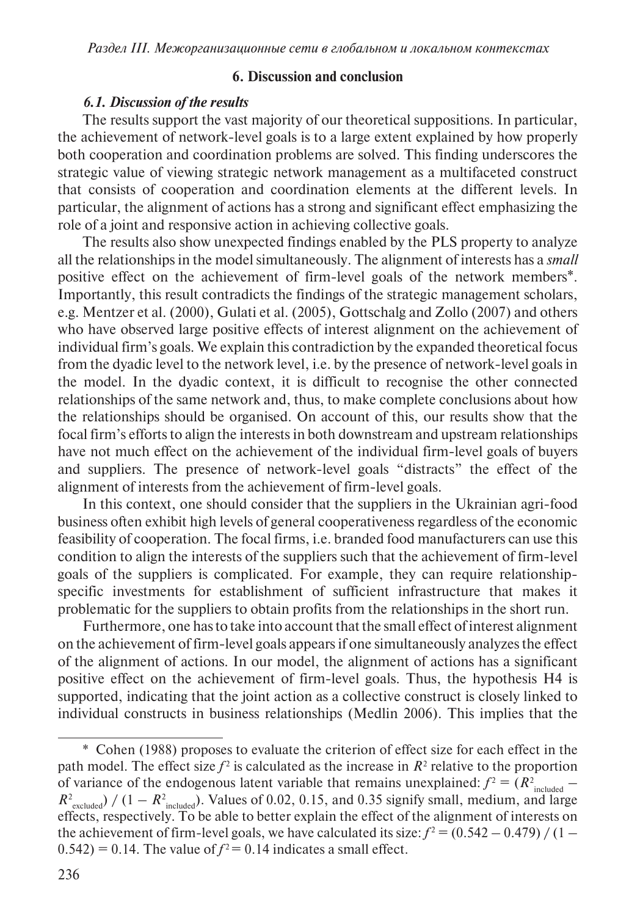## 6. Discussion and conclusion

### *6.1. Discussion of the results*

The results support the vast majority of our theoretical suppositions. In particular, the achievement of network-level goals is to a large extent explained by how properly both cooperation and coordination problems are solved. This finding underscores the strategic value of viewing strategic network management as a multifaceted construct that consists of cooperation and coordination elements at the different levels. In particular, the alignment of actions has a strong and significant effect emphasizing the role of a joint and responsive action in achieving collective goals.

The results also show unexpected findings enabled by the PLS property to analyze all the relationships in the model simultaneously. The alignment of interests has a *small* positive effect on the achievement of firm-level goals of the network members*. Importantly, this result contradicts the findings of the strategic management scholars, e.g. Mentzer et al. (2000), Gulati et al. (2005), Gottschalg and Zollo (2007) and others who have observed large positive effects of interest alignment on the achievement of individual firm's goals. We explain this contradiction by the expanded theoretical focus from the dyadic level to the network level, i.e. by the presence of network-level goals in the model. In the dyadic context, it is difficult to recognise the other connected relationships of the same network and, thus, to make complete conclusions about how the relationships should be organised. On account of this, our results show that the focal firm's efforts to align the interests in both downstream and upstream relationships have not much effect on the achievement of the individual firm-level goals of buyers and suppliers. The presence of network-level goals "distracts" the effect of the alignment of interests from the achievement of firm-level goals.

In this context, one should consider that the suppliers in the Ukrainian agri-food business often exhibit high levels of general cooperativeness regardless of the economic feasibility of cooperation. The focal firms, i.e. branded food manufacturers can use this condition to align the interests of the suppliers such that the achievement of firm-level goals of the suppliers is complicated. For example, they can require relationship-specific investments for establishment of sufficient infrastructure that makes it problematic for the suppliers to obtain profits from the relationships in the short run.

Furthermore, one has to take into account that the small effect of interest alignment on the achievement of firm-level goals appears if one simultaneously analyzes the effect of the alignment of actions. In our model, the alignment of actions has a significant positive effect on the achievement of firm-level goals. Thus, the hypothesis H4 is supported, indicating that the joint action as a collective construct is closely linked to individual constructs in business relationships (Medlin 2006). This implies that the

---

\* Cohen (1988) proposes to evaluate the criterion of effect size for each effect in the path model. The effect size $f^2$ is calculated as the increase in $R^2$ relative to the proportion of variance of the endogenous latent variable that remains unexplained: $f^2 = (R^2_{\text{included}} - R^2_{\text{excluded}}) / (1 - R^2_{\text{included}})$. Values of 0.02, 0.15, and 0.35 signify small, medium, and large effects, respectively. To be able to better explain the effect of the alignment of interests on the achievement of firm-level goals, we have calculated its size: $f^2 = (0.542 - 0.479) / (1 - 0.542) = 0.14$. The value of $f^2 = 0.14$ indicates a small effect.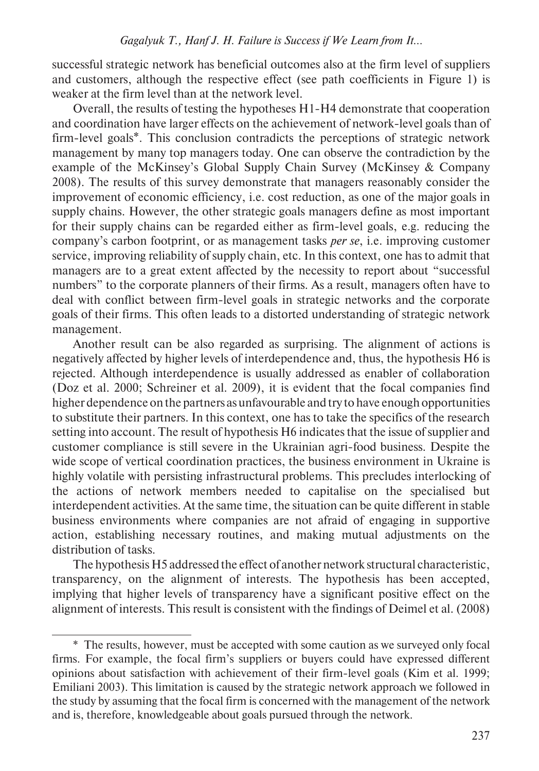successful strategic network has beneficial outcomes also at the firm level of suppliers and customers, although the respective effect (see path coefficients in Figure 1) is weaker at the firm level than at the network level.

Overall, the results of testing the hypotheses H1-H4 demonstrate that cooperation and coordination have larger effects on the achievement of network-level goals than of firm-level goals*. This conclusion contradicts the perceptions of strategic network management by many top managers today. One can observe the contradiction by the example of the McKinsey's Global Supply Chain Survey (McKinsey & Company 2008). The results of this survey demonstrate that managers reasonably consider the improvement of economic efficiency, i.e. cost reduction, as one of the major goals in supply chains. However, the other strategic goals managers define as most important for their supply chains can be regarded either as firm-level goals, e.g. reducing the company's carbon footprint, or as management tasks *per se*, i.e. improving customer service, improving reliability of supply chain, etc. In this context, one has to admit that managers are to a great extent affected by the necessity to report about "successful numbers" to the corporate planners of their firms. As a result, managers often have to deal with conflict between firm-level goals in strategic networks and the corporate goals of their firms. This often leads to a distorted understanding of strategic network management.

Another result can be also regarded as surprising. The alignment of actions is negatively affected by higher levels of interdependence and, thus, the hypothesis H6 is rejected. Although interdependence is usually addressed as enabler of collaboration (Doz et al. 2000; Schreiner et al. 2009), it is evident that the focal companies find higher dependence on the partners as unfavourable and try to have enough opportunities to substitute their partners. In this context, one has to take the specifics of the research setting into account. The result of hypothesis H6 indicates that the issue of supplier and customer compliance is still severe in the Ukrainian agri-food business. Despite the wide scope of vertical coordination practices, the business environment in Ukraine is highly volatile with persisting infrastructural problems. This precludes interlocking of the actions of network members needed to capitalise on the specialised but interdependent activities. At the same time, the situation can be quite different in stable business environments where companies are not afraid of engaging in supportive action, establishing necessary routines, and making mutual adjustments on the distribution of tasks.

The hypothesis H5 addressed the effect of another network structural characteristic, transparency, on the alignment of interests. The hypothesis has been accepted, implying that higher levels of transparency have a significant positive effect on the alignment of interests. This result is consistent with the findings of Deimel et al. (2008)

---

* The results, however, must be accepted with some caution as we surveyed only focal firms. For example, the focal firm's suppliers or buyers could have expressed different opinions about satisfaction with achievement of their firm-level goals (Kim et al. 1999; Emiliani 2003). This limitation is caused by the strategic network approach we followed in the study by assuming that the focal firm is concerned with the management of the network and is, therefore, knowledgeable about goals pursued through the network.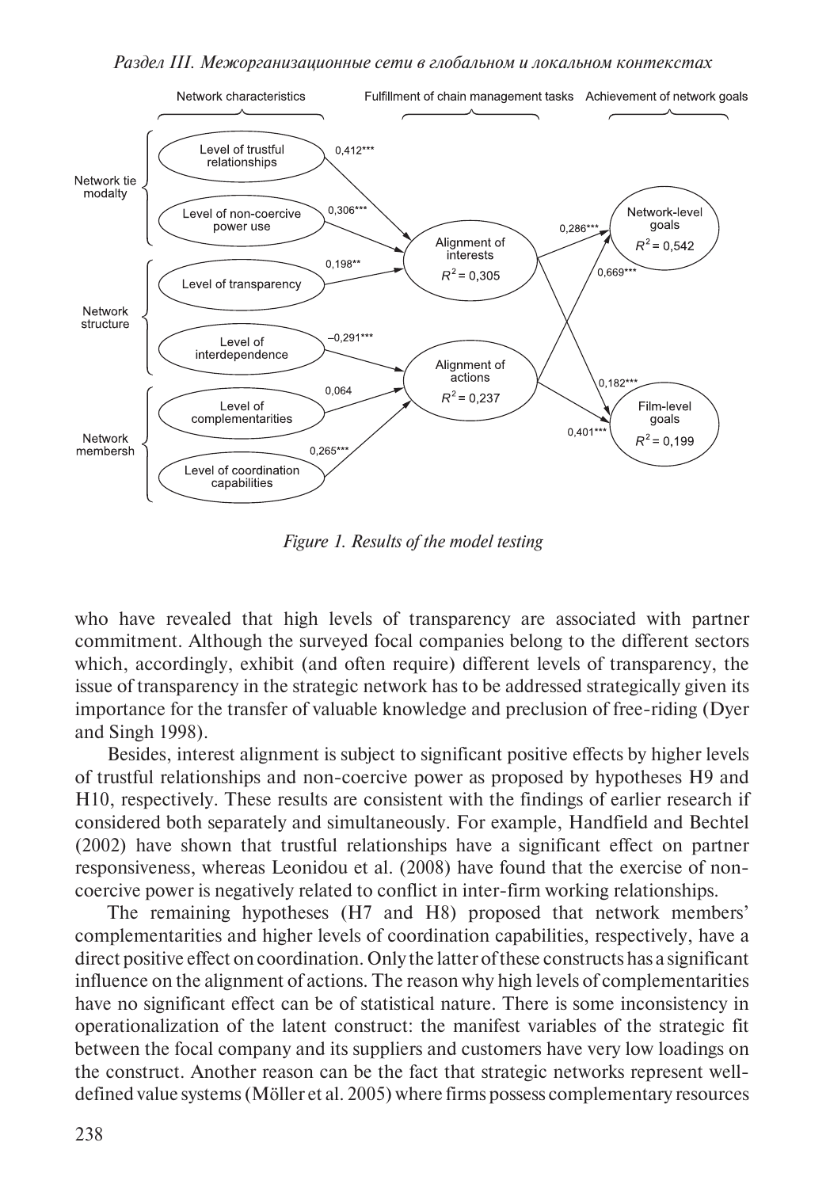*Figure 1. Results of the model testing*

who have revealed that high levels of transparency are associated with partner commitment. Although the surveyed focal companies belong to the different sectors which, accordingly, exhibit (and often require) different levels of transparency, the issue of transparency in the strategic network has to be addressed strategically given its importance for the transfer of valuable knowledge and preclusion of free-riding (Dyer and Singh 1998).

Besides, interest alignment is subject to significant positive effects by higher levels of trustful relationships and non-coercive power as proposed by hypotheses H9 and H10, respectively. These results are consistent with the findings of earlier research if considered both separately and simultaneously. For example, Handfield and Bechtel (2002) have shown that trustful relationships have a significant effect on partner responsiveness, whereas Leonidou et al. (2008) have found that the exercise of non-coercive power is negatively related to conflict in inter-firm working relationships.

The remaining hypotheses (H7 and H8) proposed that network members' complementarities and higher levels of coordination capabilities, respectively, have a direct positive effect on coordination. Only the latter of these constructs has a significant influence on the alignment of actions. The reason why high levels of complementarities have no significant effect can be of statistical nature. There is some inconsistency in operationalization of the latent construct: the manifest variables of the strategic fit between the focal company and its suppliers and customers have very low loadings on the construct. Another reason can be the fact that strategic networks represent well-defined value systems (Möller et al. 2005) where firms possess complementary resources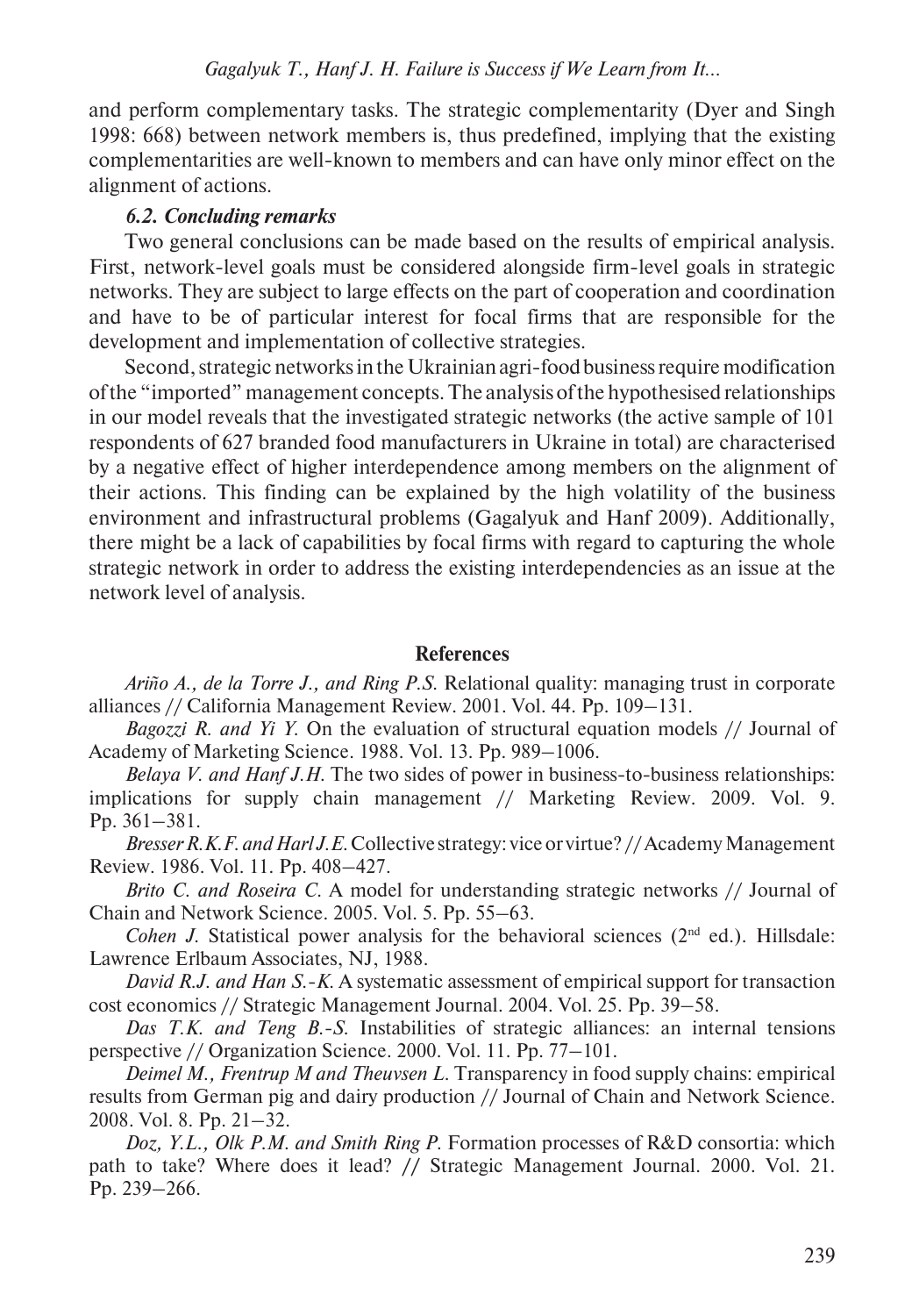and perform complementary tasks. The strategic complementarity (Dyer and Singh 1998: 668) between network members is, thus predefined, implying that the existing complementarities are well-known to members and can have only minor effect on the alignment of actions.

### *6.2. Concluding remarks*

Two general conclusions can be made based on the results of empirical analysis. First, network-level goals must be considered alongside firm-level goals in strategic networks. They are subject to large effects on the part of cooperation and coordination and have to be of particular interest for focal firms that are responsible for the development and implementation of collective strategies.

Second, strategic networks in the Ukrainian agri-food business require modification of the "imported" management concepts. The analysis of the hypothesised relationships in our model reveals that the investigated strategic networks (the active sample of 101 respondents of 627 branded food manufacturers in Ukraine in total) are characterised by a negative effect of higher interdependence among members on the alignment of their actions. This finding can be explained by the high volatility of the business environment and infrastructural problems (Gagalyuk and Hanf 2009). Additionally, there might be a lack of capabilities by focal firms with regard to capturing the whole strategic network in order to address the existing interdependencies as an issue at the network level of analysis.

## References

*Ariño A., de la Torre J., and Ring P.S.* Relational quality: managing trust in corporate alliances // California Management Review. 2001. Vol. 44. Pp. 109–131.

*Bagozzi R. and Yi Y.* On the evaluation of structural equation models // Journal of Academy of Marketing Science. 1988. Vol. 13. Pp. 989–1006.

*Belaya V. and Hanf J.H.* The two sides of power in business-to-business relationships: implications for supply chain management // Marketing Review. 2009. Vol. 9. Pp. 361–381.

*Bresser R.K.F. and Harl J.E.* Collective strategy: vice or virtue? // Academy Management Review. 1986. Vol. 11. Pp. 408–427.

*Brito C. and Roseira C.* A model for understanding strategic networks // Journal of Chain and Network Science. 2005. Vol. 5. Pp. 55–63.

*Cohen J.* Statistical power analysis for the behavioral sciences (2nd ed.). Hillsdale: Lawrence Erlbaum Associates, NJ, 1988.

*David R.J. and Han S.-K.* A systematic assessment of empirical support for transaction cost economics // Strategic Management Journal. 2004. Vol. 25. Pp. 39–58.

*Das T.K. and Teng B.-S.* Instabilities of strategic alliances: an internal tensions perspective // Organization Science. 2000. Vol. 11. Pp. 77–101.

*Deimel M., Frentrup M and Theuvsen L.* Transparency in food supply chains: empirical results from German pig and dairy production // Journal of Chain and Network Science. 2008. Vol. 8. Pp. 21–32.

*Doz, Y.L., Olk P.M. and Smith Ring P.* Formation processes of R&D consortia: which path to take? Where does it lead? // Strategic Management Journal. 2000. Vol. 21. Pp. 239–266.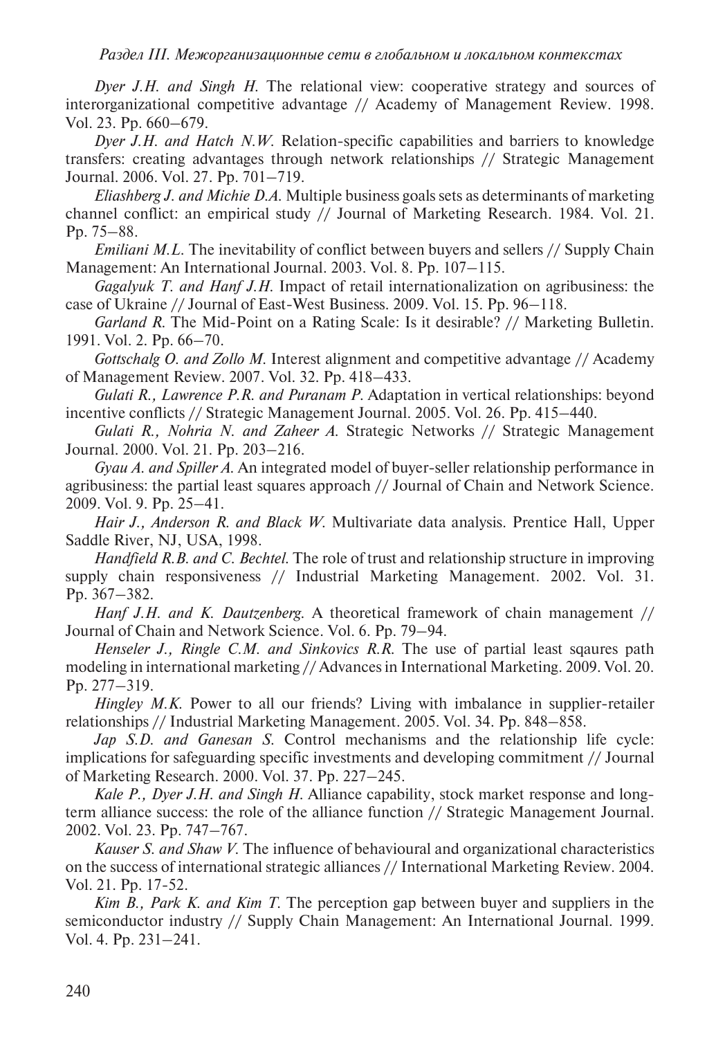*Dyer J.H. and Singh H.* The relational view: cooperative strategy and sources of interorganizational competitive advantage // Academy of Management Review. 1998. Vol. 23. Pp. 660–679.

*Dyer J.H. and Hatch N.W.* Relation-specific capabilities and barriers to knowledge transfers: creating advantages through network relationships // Strategic Management Journal. 2006. Vol. 27. Pp. 701–719.

*Eliashberg J. and Michie D.A.* Multiple business goals sets as determinants of marketing channel conflict: an empirical study // Journal of Marketing Research. 1984. Vol. 21. Pp. 75–88.

*Emiliani M.L.* The inevitability of conflict between buyers and sellers // Supply Chain Management: An International Journal. 2003. Vol. 8. Pp. 107–115.

*Gagalyuk T. and Hanf J.H.* Impact of retail internationalization on agribusiness: the case of Ukraine // Journal of East-West Business. 2009. Vol. 15. Pp. 96–118.

*Garland R.* The Mid-Point on a Rating Scale: Is it desirable? // Marketing Bulletin. 1991. Vol. 2. Pp. 66–70.

*Gottschalg O. and Zollo M.* Interest alignment and competitive advantage // Academy of Management Review. 2007. Vol. 32. Pp. 418–433.

*Gulati R., Lawrence P.R. and Puranam P.* Adaptation in vertical relationships: beyond incentive conflicts // Strategic Management Journal. 2005. Vol. 26. Pp. 415–440.

*Gulati R., Nohria N. and Zaheer A.* Strategic Networks // Strategic Management Journal. 2000. Vol. 21. Pp. 203–216.

*Gyau A. and Spiller A.* An integrated model of buyer-seller relationship performance in agribusiness: the partial least squares approach // Journal of Chain and Network Science. 2009. Vol. 9. Pp. 25–41.

*Hair J., Anderson R. and Black W.* Multivariate data analysis. Prentice Hall, Upper Saddle River, NJ, USA, 1998.

*Handfield R.B. and C. Bechtel.* The role of trust and relationship structure in improving supply chain responsiveness // Industrial Marketing Management. 2002. Vol. 31. Pp. 367–382.

*Hanf J.H. and K. Dautzenberg.* A theoretical framework of chain management // Journal of Chain and Network Science. Vol. 6. Pp. 79–94.

*Henseler J., Ringle C.M. and Sinkovics R.R.* The use of partial least sqaures path modeling in international marketing // Advances in International Marketing. 2009. Vol. 20. Pp. 277–319.

*Hingley M.K.* Power to all our friends? Living with imbalance in supplier-retailer relationships // Industrial Marketing Management. 2005. Vol. 34. Pp. 848–858.

*Jap S.D. and Ganesan S.* Control mechanisms and the relationship life cycle: implications for safeguarding specific investments and developing commitment // Journal of Marketing Research. 2000. Vol. 37. Pp. 227–245.

*Kale P., Dyer J.H. and Singh H.* Alliance capability, stock market response and long-term alliance success: the role of the alliance function // Strategic Management Journal. 2002. Vol. 23. Pp. 747–767.

*Kauser S. and Shaw V.* The influence of behavioural and organizational characteristics on the success of international strategic alliances // International Marketing Review. 2004. Vol. 21. Pp. 17-52.

*Kim B., Park K. and Kim T.* The perception gap between buyer and suppliers in the semiconductor industry // Supply Chain Management: An International Journal. 1999. Vol. 4. Pp. 231–241.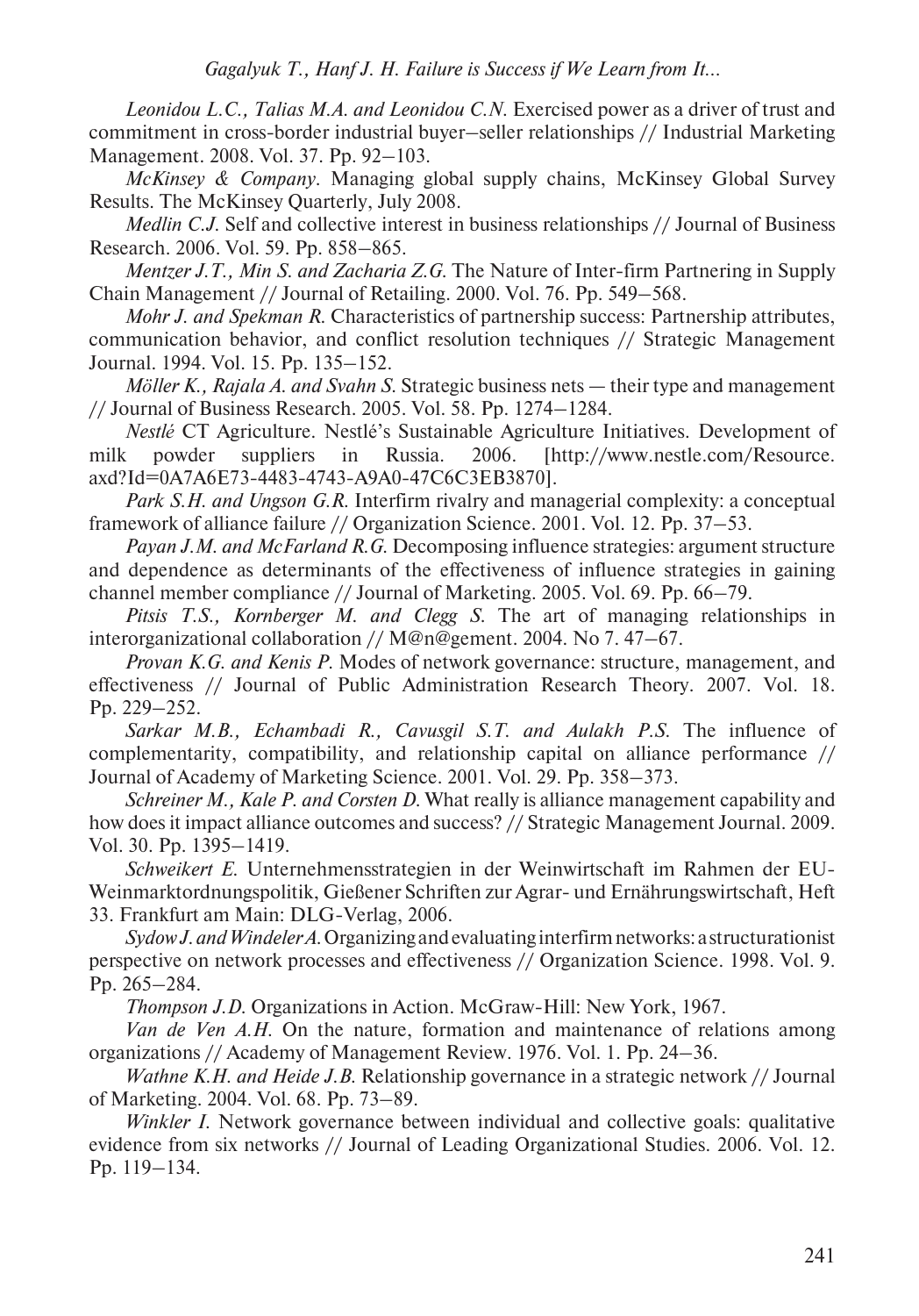*Leonidou L.C., Talias M.A. and Leonidou C.N.* Exercised power as a driver of trust and commitment in cross-border industrial buyer–seller relationships // Industrial Marketing Management. 2008. Vol. 37. Pp. 92–103.

*McKinsey & Company*. Managing global supply chains, McKinsey Global Survey Results. The McKinsey Quarterly, July 2008.

*Medlin C.J.* Self and collective interest in business relationships // Journal of Business Research. 2006. Vol. 59. Pp. 858–865.

*Mentzer J.T., Min S. and Zacharia Z.G.* The Nature of Inter-firm Partnering in Supply Chain Management // Journal of Retailing. 2000. Vol. 76. Pp. 549–568.

*Mohr J. and Spekman R.* Characteristics of partnership success: Partnership attributes, communication behavior, and conflict resolution techniques // Strategic Management Journal. 1994. Vol. 15. Pp. 135–152.

*Möller K., Rajala A. and Svahn S.* Strategic business nets — their type and management // Journal of Business Research. 2005. Vol. 58. Pp. 1274–1284.

*Nestlé* CT Agriculture. Nestlé's Sustainable Agriculture Initiatives. Development of milk powder suppliers in Russia. 2006. [http://www.nestle.com/Resource.axd?Id=0A7A6E73-4483-4743-A9A0-47C6C3EB3870].

*Park S.H. and Ungson G.R.* Interfirm rivalry and managerial complexity: a conceptual framework of alliance failure // Organization Science. 2001. Vol. 12. Pp. 37–53.

*Payan J.M. and McFarland R.G.* Decomposing influence strategies: argument structure and dependence as determinants of the effectiveness of influence strategies in gaining channel member compliance // Journal of Marketing. 2005. Vol. 69. Pp. 66–79.

*Pitsis T.S., Kornberger M. and Clegg S.* The art of managing relationships in interorganizational collaboration // M@n@gement. 2004. No 7. 47–67.

*Provan K.G. and Kenis P.* Modes of network governance: structure, management, and effectiveness // Journal of Public Administration Research Theory. 2007. Vol. 18. Pp. 229–252.

*Sarkar M.B., Echambadi R., Cavusgil S.T. and Aulakh P.S.* The influence of complementarity, compatibility, and relationship capital on alliance performance // Journal of Academy of Marketing Science. 2001. Vol. 29. Pp. 358–373.

*Schreiner M., Kale P. and Corsten D.* What really is alliance management capability and how does it impact alliance outcomes and success? // Strategic Management Journal. 2009. Vol. 30. Pp. 1395–1419.

*Schweikert E.* Unternehmensstrategien in der Weinwirtschaft im Rahmen der EU-Weinmarktordnungspolitik, Gießener Schriften zur Agrar- und Ernährungswirtschaft, Heft 33. Frankfurt am Main: DLG-Verlag, 2006.

*Sydow J. and Windeler A.* Organizing and evaluating interfirm networks: a structurationist perspective on network processes and effectiveness // Organization Science. 1998. Vol. 9. Pp. 265–284.

*Thompson J.D.* Organizations in Action. McGraw-Hill: New York, 1967.

*Van de Ven A.H.* On the nature, formation and maintenance of relations among organizations // Academy of Management Review. 1976. Vol. 1. Pp. 24–36.

*Wathne K.H. and Heide J.B.* Relationship governance in a strategic network // Journal of Marketing. 2004. Vol. 68. Pp. 73–89.

*Winkler I.* Network governance between individual and collective goals: qualitative evidence from six networks // Journal of Leading Organizational Studies. 2006. Vol. 12. Pp. 119–134.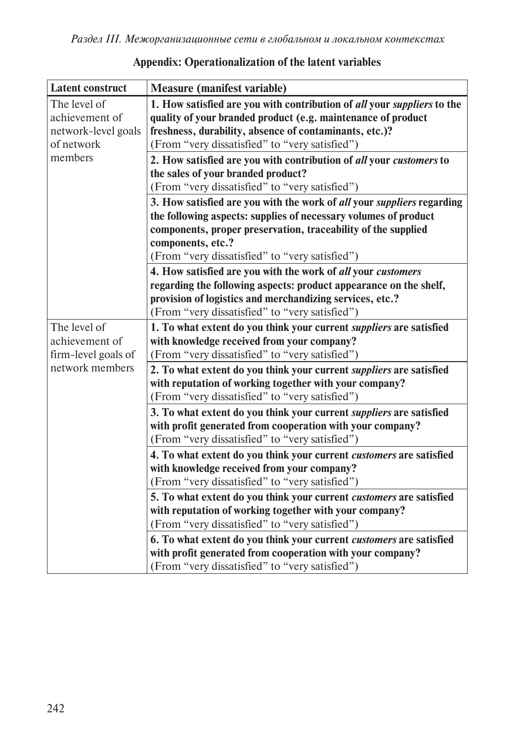## Appendix: Operationalization of the latent variables

| Latent construct | Measure (manifest variable) |
|---|---|
| The level of achievement of network-level goals of network members | **1. How satisfied are you with contribution of *all* your *suppliers* to the quality of your branded product (e.g. maintenance of product freshness, durability, absence of contaminants, etc.)?** (From "very dissatisfied" to "very satisfied") |
| | **2. How satisfied are you with contribution of *all* your *customers* to the sales of your branded product?** (From "very dissatisfied" to "very satisfied") |
| | **3. How satisfied are you with the work of *all* your *suppliers* regarding the following aspects: supplies of necessary volumes of product components, proper preservation, traceability of the supplied components, etc.?** (From "very dissatisfied" to "very satisfied") |
| | **4. How satisfied are you with the work of *all* your *customers* regarding the following aspects: product appearance on the shelf, provision of logistics and merchandizing services, etc.?** (From "very dissatisfied" to "very satisfied") |
| The level of achievement of firm-level goals of network members | **1. To what extent do you think your current *suppliers* are satisfied with knowledge received from your company?** (From "very dissatisfied" to "very satisfied") |
| | **2. To what extent do you think your current *suppliers* are satisfied with reputation of working together with your company?** (From "very dissatisfied" to "very satisfied") |
| | **3. To what extent do you think your current *suppliers* are satisfied with profit generated from cooperation with your company?** (From "very dissatisfied" to "very satisfied") |
| | **4. To what extent do you think your current *customers* are satisfied with knowledge received from your company?** (From "very dissatisfied" to "very satisfied") |
| | **5. To what extent do you think your current *customers* are satisfied with reputation of working together with your company?** (From "very dissatisfied" to "very satisfied") |
| | **6. To what extent do you think your current *customers* are satisfied with profit generated from cooperation with your company?** (From "very dissatisfied" to "very satisfied") |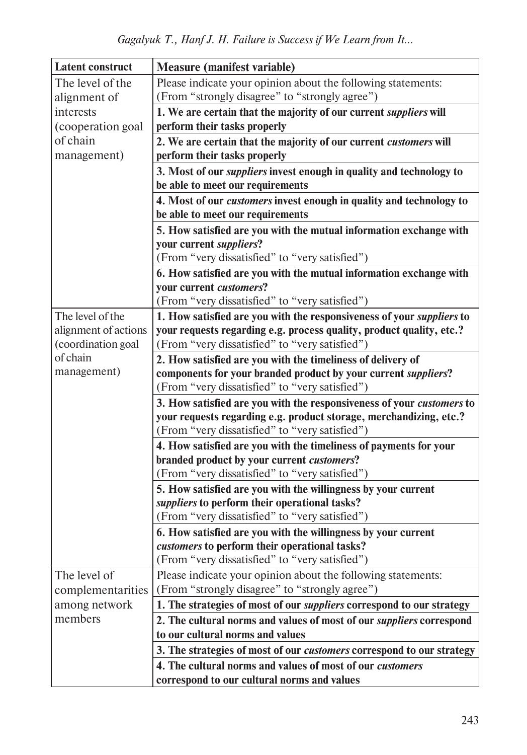| Latent construct | Measure (manifest variable) |
|---|---|
| The level of the alignment of interests (cooperation goal of chain management) | Please indicate your opinion about the following statements: (From "strongly disagree" to "strongly agree") |
| | **1. We are certain that the majority of our current *suppliers* will perform their tasks properly** |
| | **2. We are certain that the majority of our current *customers* will perform their tasks properly** |
| | **3. Most of our *suppliers* invest enough in quality and technology to be able to meet our requirements** |
| | **4. Most of our *customers* invest enough in quality and technology to be able to meet our requirements** |
| | **5. How satisfied are you with the mutual information exchange with your current *suppliers*?** (From "very dissatisfied" to "very satisfied") |
| | **6. How satisfied are you with the mutual information exchange with your current *customers*?** (From "very dissatisfied" to "very satisfied") |
| The level of the alignment of actions (coordination goal of chain management) | **1. How satisfied are you with the responsiveness of your *suppliers* to your requests regarding e.g. process quality, product quality, etc.?** (From "very dissatisfied" to "very satisfied") |
| | **2. How satisfied are you with the timeliness of delivery of components for your branded product by your current *suppliers*?** (From "very dissatisfied" to "very satisfied") |
| | **3. How satisfied are you with the responsiveness of your *customers* to your requests regarding e.g. product storage, merchandizing, etc.?** (From "very dissatisfied" to "very satisfied") |
| | **4. How satisfied are you with the timeliness of payments for your branded product by your current *customers*?** (From "very dissatisfied" to "very satisfied") |
| | **5. How satisfied are you with the willingness by your current *suppliers* to perform their operational tasks?** (From "very dissatisfied" to "very satisfied") |
| | **6. How satisfied are you with the willingness by your current *customers* to perform their operational tasks?** (From "very dissatisfied" to "very satisfied") |
| The level of complementarities among network members | Please indicate your opinion about the following statements: (From "strongly disagree" to "strongly agree") |
| | **1. The strategies of most of our *suppliers* correspond to our strategy** |
| | **2. The cultural norms and values of most of our *suppliers* correspond to our cultural norms and values** |
| | **3. The strategies of most of our *customers* correspond to our strategy** |
| | **4. The cultural norms and values of most of our *customers* correspond to our cultural norms and values** |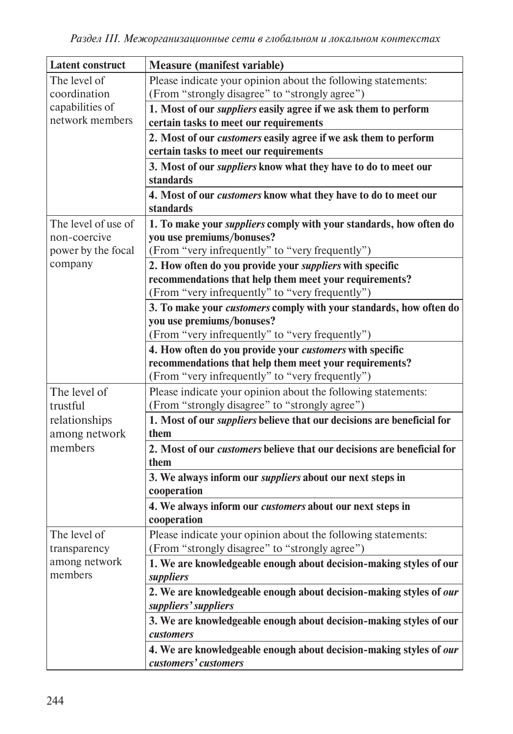| Latent construct | Measure (manifest variable) |
|---|---|
| The level of coordination capabilities of network members | Please indicate your opinion about the following statements: (From "strongly disagree" to "strongly agree") |
| | **1. Most of our *suppliers* easily agree if we ask them to perform certain tasks to meet our requirements** |
| | **2. Most of our *customers* easily agree if we ask them to perform certain tasks to meet our requirements** |
| | **3. Most of our *suppliers* know what they have to do to meet our standards** |
| | **4. Most of our *customers* know what they have to do to meet our standards** |
| The level of use of non-coercive power by the focal company | **1. To make your *suppliers* comply with your standards, how often do you use premiums/bonuses?** (From "very infrequently" to "very frequently") |
| | **2. How often do you provide your *suppliers* with specific recommendations that help them meet your requirements?** (From "very infrequently" to "very frequently") |
| | **3. To make your *customers* comply with your standards, how often do you use premiums/bonuses?** (From "very infrequently" to "very frequently") |
| | **4. How often do you provide your *customers* with specific recommendations that help them meet your requirements?** (From "very infrequently" to "very frequently") |
| The level of trustful relationships among network members | Please indicate your opinion about the following statements: (From "strongly disagree" to "strongly agree") |
| | **1. Most of our *suppliers* believe that our decisions are beneficial for them** |
| | **2. Most of our *customers* believe that our decisions are beneficial for them** |
| | **3. We always inform our *suppliers* about our next steps in cooperation** |
| | **4. We always inform our *customers* about our next steps in cooperation** |
| The level of transparency among network members | Please indicate your opinion about the following statements: (From "strongly disagree" to "strongly agree") |
| | **1. We are knowledgeable enough about decision-making styles of our *suppliers*** |
| | **2. We are knowledgeable enough about decision-making styles of *our suppliers' suppliers*** |
| | **3. We are knowledgeable enough about decision-making styles of our *customers*** |
| | **4. We are knowledgeable enough about decision-making styles of *our customers' customers*** |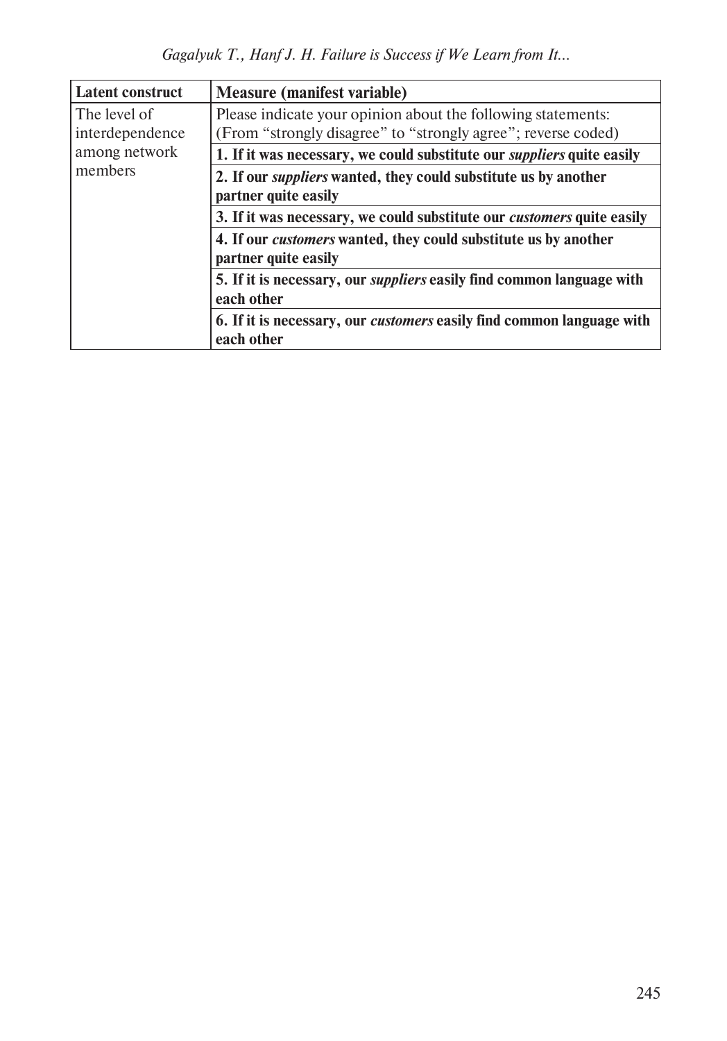| Latent construct | Measure (manifest variable) |
|---|---|
| The level of interdependence among network members | Please indicate your opinion about the following statements: (From "strongly disagree" to "strongly agree"; reverse coded) |
| | **1. If it was necessary, we could substitute our *suppliers* quite easily** |
| | **2. If our *suppliers* wanted, they could substitute us by another partner quite easily** |
| | **3. If it was necessary, we could substitute our *customers* quite easily** |
| | **4. If our *customers* wanted, they could substitute us by another partner quite easily** |
| | **5. If it is necessary, our *suppliers* easily find common language with each other** |
| | **6. If it is necessary, our *customers* easily find common language with each other** |